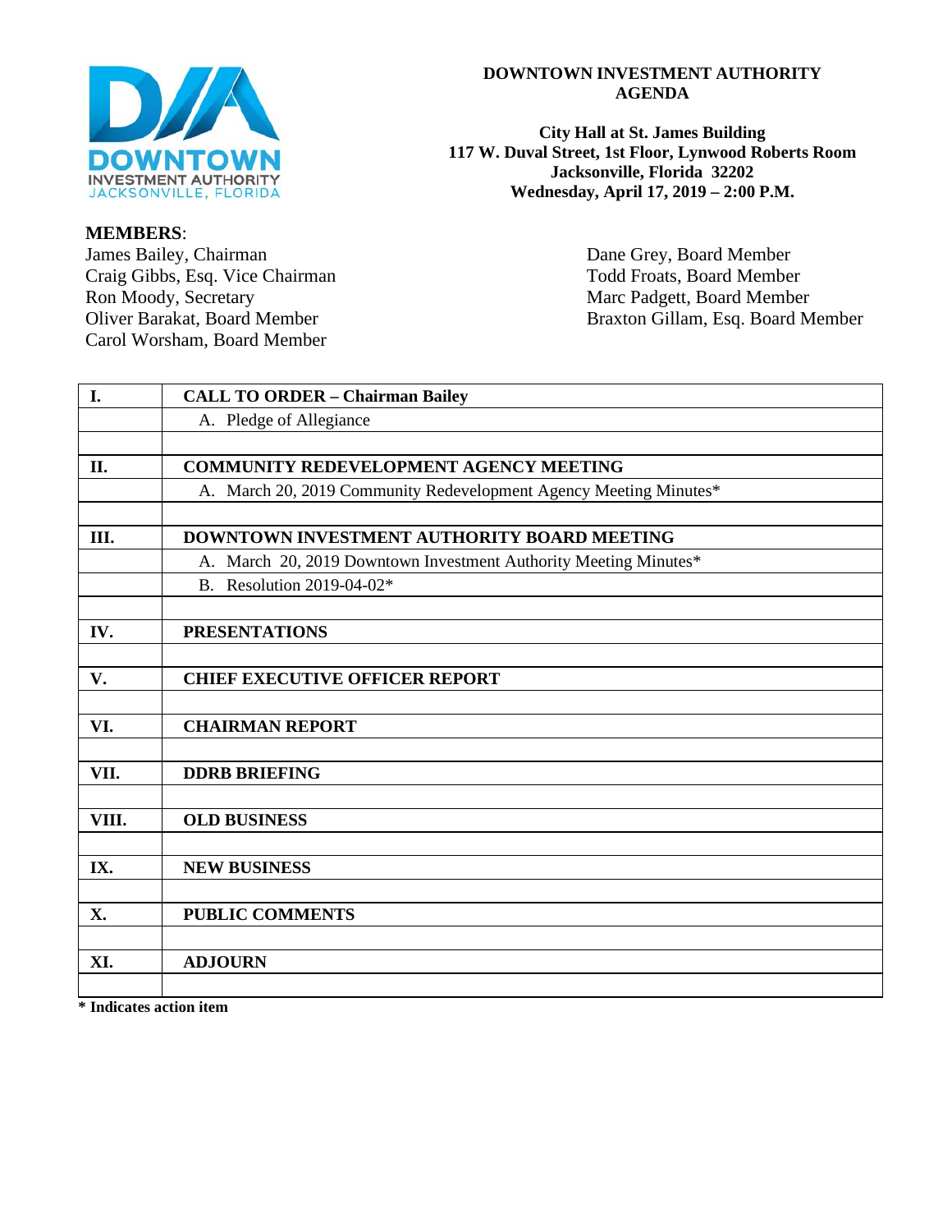# DOWNTOWN INVESTMENT AUTHORITY AGENDA

**City Hall at St. James Building**
**117 W. Duval Street, 1st Floor, Lynwood Roberts Room**
**Jacksonville, Florida 32202**
**Wednesday, April 17, 2019 – 2:00 P.M.**

**MEMBERS**:

James Bailey, Chairman
Craig Gibbs, Esq. Vice Chairman
Ron Moody, Secretary
Oliver Barakat, Board Member
Carol Worsham, Board Member
Dane Grey, Board Member
Todd Froats, Board Member
Marc Padgett, Board Member
Braxton Gillam, Esq. Board Member

| | |
|---|---|
| **I.** | **CALL TO ORDER – Chairman Bailey** |
| | A. Pledge of Allegiance |
| | |
| **II.** | **COMMUNITY REDEVELOPMENT AGENCY MEETING** |
| | A. March 20, 2019 Community Redevelopment Agency Meeting Minutes* |
| | |
| **III.** | **DOWNTOWN INVESTMENT AUTHORITY BOARD MEETING** |
| | A. March 20, 2019 Downtown Investment Authority Meeting Minutes* |
| | B. Resolution 2019-04-02* |
| | |
| **IV.** | **PRESENTATIONS** |
| | |
| **V.** | **CHIEF EXECUTIVE OFFICER REPORT** |
| | |
| **VI.** | **CHAIRMAN REPORT** |
| | |
| **VII.** | **DDRB BRIEFING** |
| | |
| **VIII.** | **OLD BUSINESS** |
| | |
| **IX.** | **NEW BUSINESS** |
| | |
| **X.** | **PUBLIC COMMENTS** |
| | |
| **XI.** | **ADJOURN** |
| | |

**\* Indicates action item**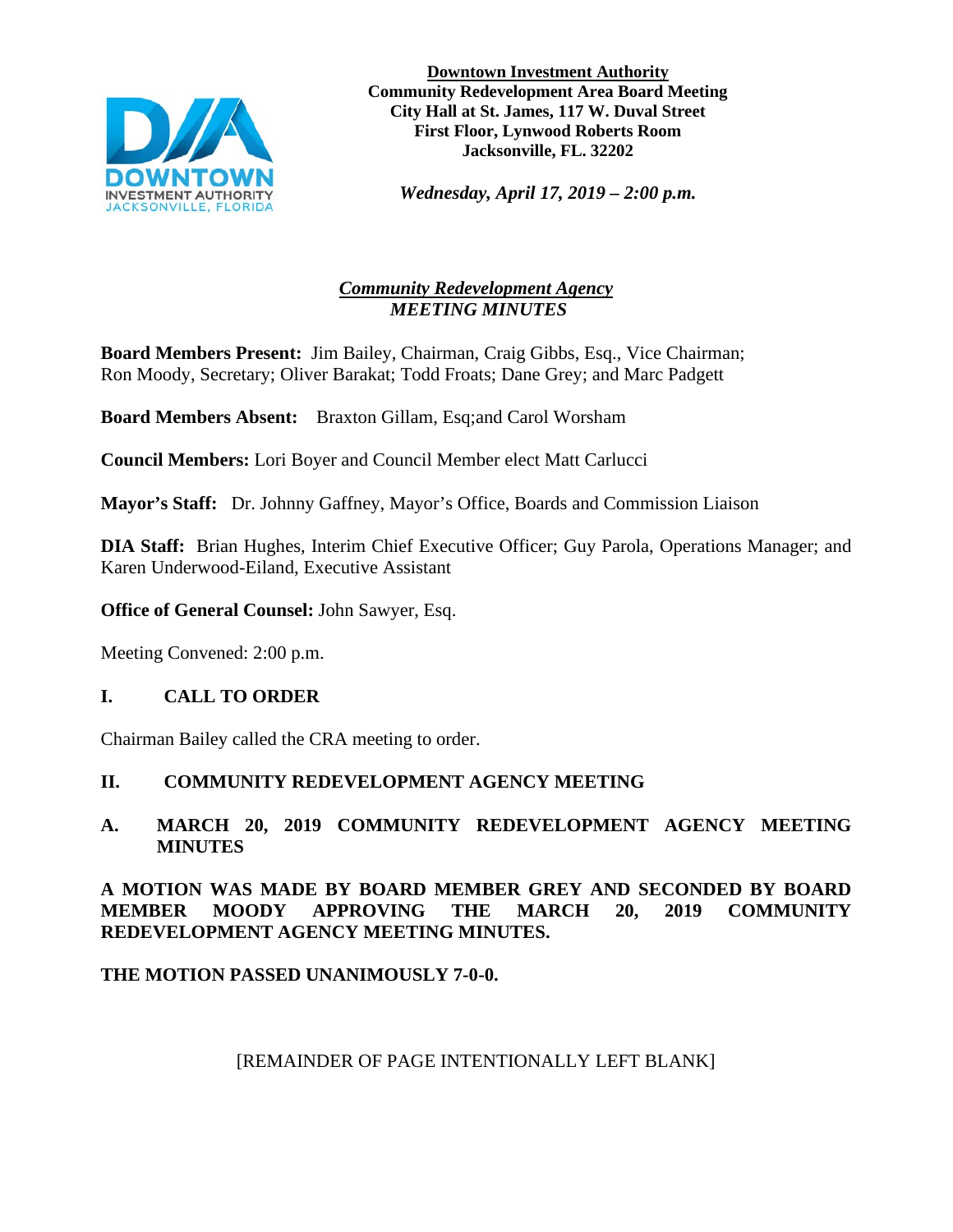**Downtown Investment Authority**
**Community Redevelopment Area Board Meeting**
**City Hall at St. James, 117 W. Duval Street**
**First Floor, Lynwood Roberts Room**
**Jacksonville, FL. 32202**

***Wednesday, April 17, 2019 – 2:00 p.m.***

***Community Redevelopment Agency***
***MEETING MINUTES***

**Board Members Present:** Jim Bailey, Chairman, Craig Gibbs, Esq., Vice Chairman; Ron Moody, Secretary; Oliver Barakat; Todd Froats; Dane Grey; and Marc Padgett

**Board Members Absent:** Braxton Gillam, Esq;and Carol Worsham

**Council Members:** Lori Boyer and Council Member elect Matt Carlucci

**Mayor's Staff:** Dr. Johnny Gaffney, Mayor's Office, Boards and Commission Liaison

**DIA Staff:** Brian Hughes, Interim Chief Executive Officer; Guy Parola, Operations Manager; and Karen Underwood-Eiland, Executive Assistant

**Office of General Counsel:** John Sawyer, Esq.

Meeting Convened: 2:00 p.m.

## I. CALL TO ORDER

Chairman Bailey called the CRA meeting to order.

## II. COMMUNITY REDEVELOPMENT AGENCY MEETING

### A. MARCH 20, 2019 COMMUNITY REDEVELOPMENT AGENCY MEETING MINUTES

**A MOTION WAS MADE BY BOARD MEMBER GREY AND SECONDED BY BOARD MEMBER MOODY APPROVING THE MARCH 20, 2019 COMMUNITY REDEVELOPMENT AGENCY MEETING MINUTES.**

**THE MOTION PASSED UNANIMOUSLY 7-0-0.**

[REMAINDER OF PAGE INTENTIONALLY LEFT BLANK]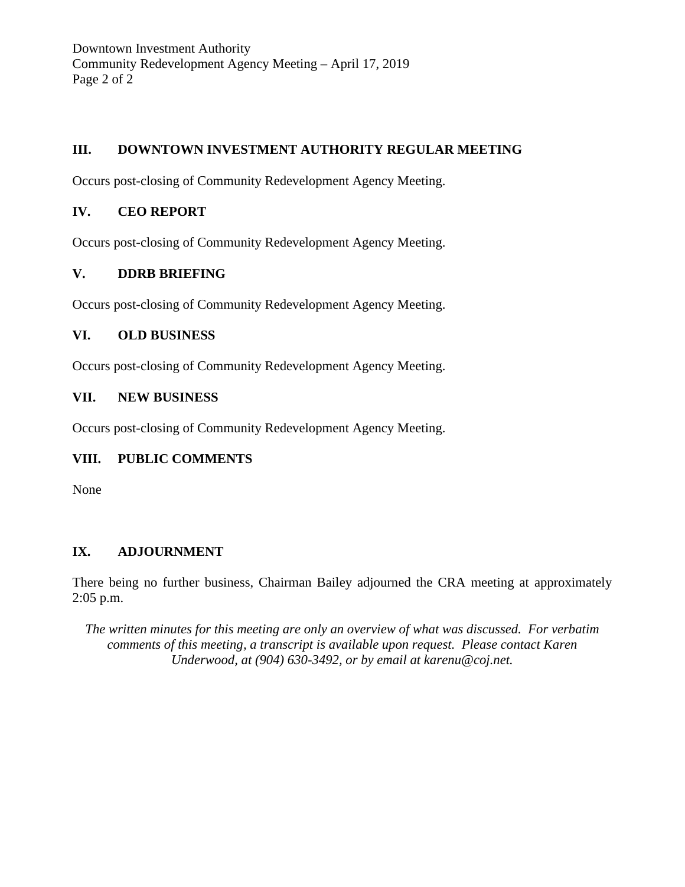## III. DOWNTOWN INVESTMENT AUTHORITY REGULAR MEETING

Occurs post-closing of Community Redevelopment Agency Meeting.

## IV. CEO REPORT

Occurs post-closing of Community Redevelopment Agency Meeting.

## V. DDRB BRIEFING

Occurs post-closing of Community Redevelopment Agency Meeting.

## VI. OLD BUSINESS

Occurs post-closing of Community Redevelopment Agency Meeting.

## VII. NEW BUSINESS

Occurs post-closing of Community Redevelopment Agency Meeting.

## VIII. PUBLIC COMMENTS

None

## IX. ADJOURNMENT

There being no further business, Chairman Bailey adjourned the CRA meeting at approximately 2:05 p.m.

*The written minutes for this meeting are only an overview of what was discussed. For verbatim comments of this meeting, a transcript is available upon request. Please contact Karen Underwood, at (904) 630-3492, or by email at karenu@coj.net.*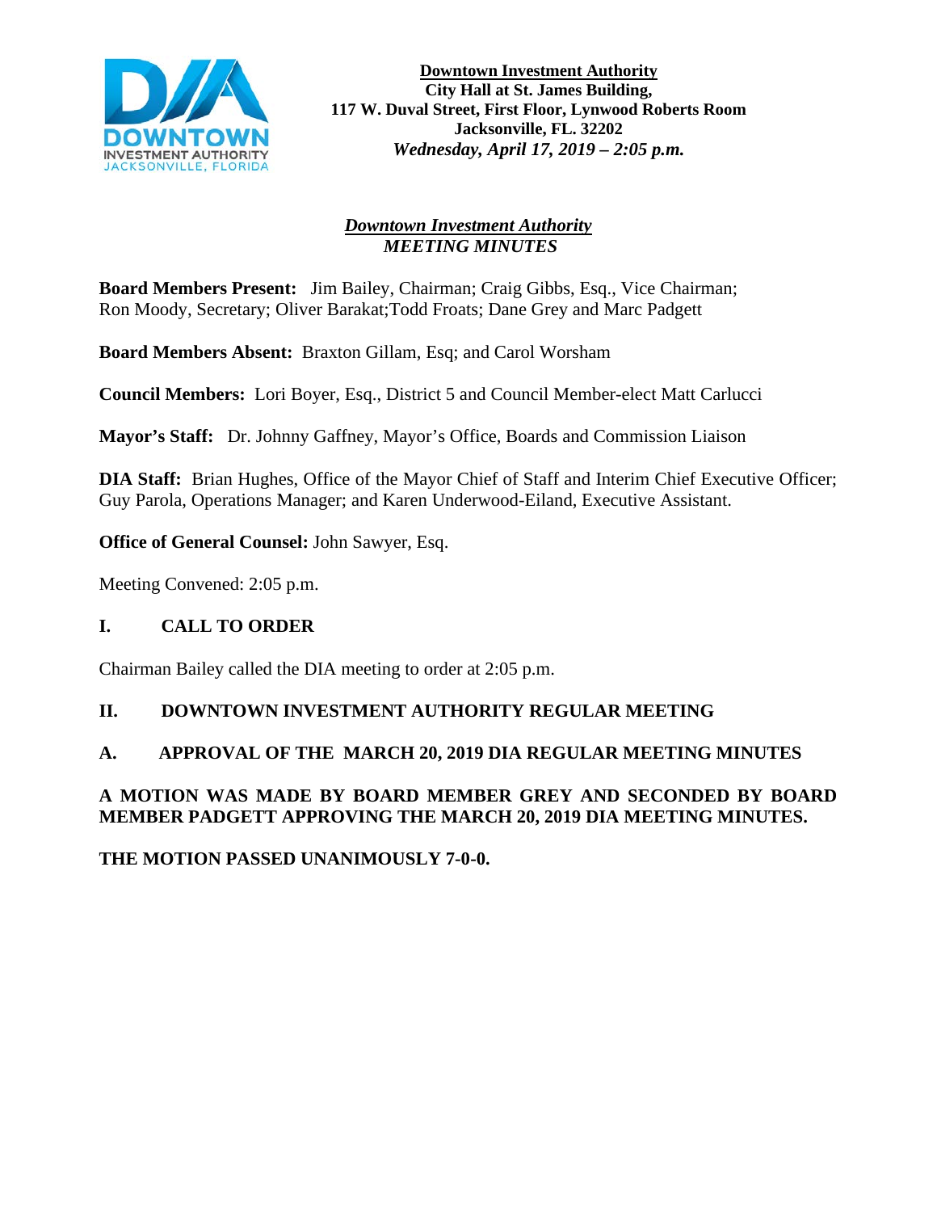**Downtown Investment Authority**
**City Hall at St. James Building,**
**117 W. Duval Street, First Floor, Lynwood Roberts Room**
**Jacksonville, FL. 32202**
***Wednesday, April 17, 2019 – 2:05 p.m.***

## ***Downtown Investment Authority***
## ***MEETING MINUTES***

**Board Members Present:** Jim Bailey, Chairman; Craig Gibbs, Esq., Vice Chairman; Ron Moody, Secretary; Oliver Barakat;Todd Froats; Dane Grey and Marc Padgett

**Board Members Absent:** Braxton Gillam, Esq; and Carol Worsham

**Council Members:** Lori Boyer, Esq., District 5 and Council Member-elect Matt Carlucci

**Mayor's Staff:** Dr. Johnny Gaffney, Mayor's Office, Boards and Commission Liaison

**DIA Staff:** Brian Hughes, Office of the Mayor Chief of Staff and Interim Chief Executive Officer; Guy Parola, Operations Manager; and Karen Underwood-Eiland, Executive Assistant.

**Office of General Counsel:** John Sawyer, Esq.

Meeting Convened: 2:05 p.m.

## I. CALL TO ORDER

Chairman Bailey called the DIA meeting to order at 2:05 p.m.

## II. DOWNTOWN INVESTMENT AUTHORITY REGULAR MEETING

### A. APPROVAL OF THE MARCH 20, 2019 DIA REGULAR MEETING MINUTES

**A MOTION WAS MADE BY BOARD MEMBER GREY AND SECONDED BY BOARD MEMBER PADGETT APPROVING THE MARCH 20, 2019 DIA MEETING MINUTES.**

**THE MOTION PASSED UNANIMOUSLY 7-0-0.**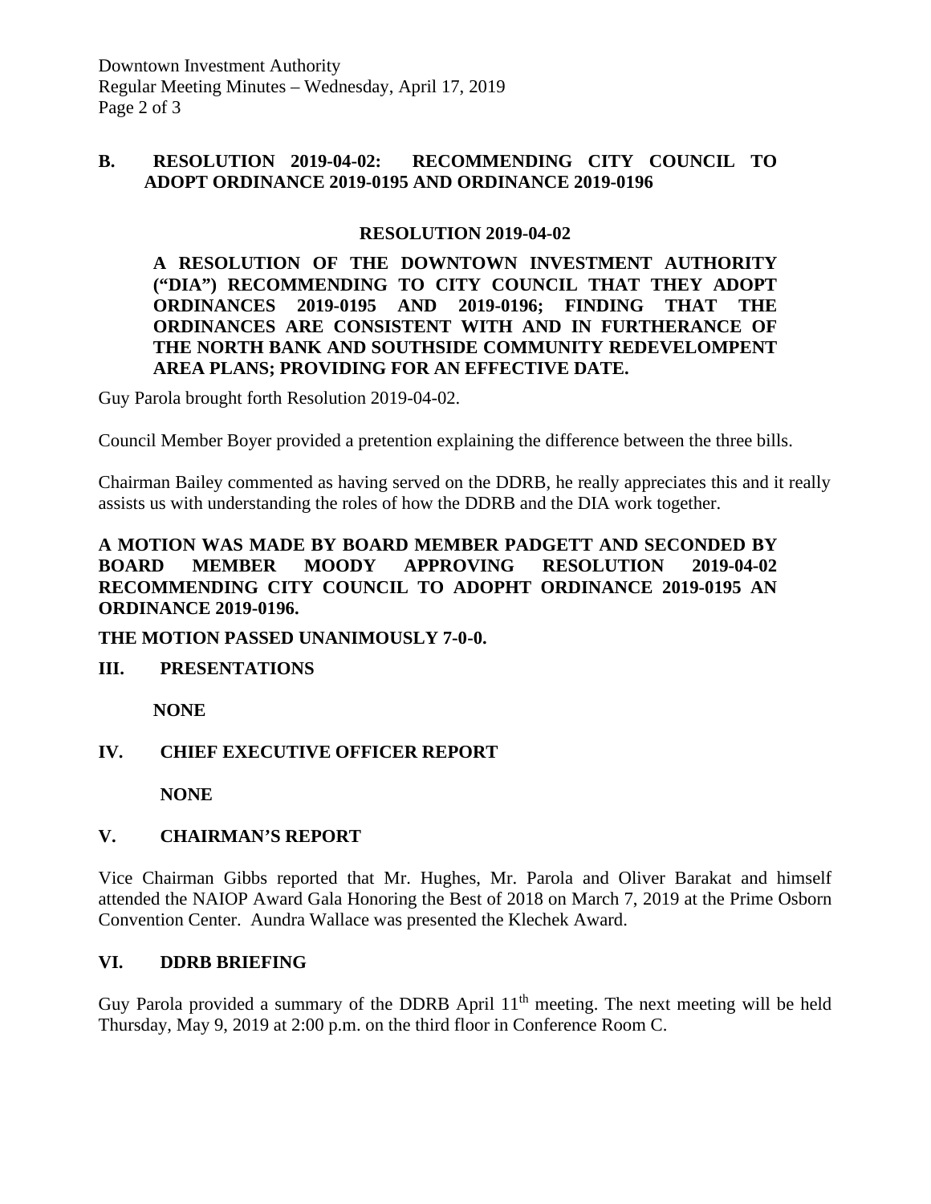## B. RESOLUTION 2019-04-02: RECOMMENDING CITY COUNCIL TO ADOPT ORDINANCE 2019-0195 AND ORDINANCE 2019-0196

**RESOLUTION 2019-04-02**

**A RESOLUTION OF THE DOWNTOWN INVESTMENT AUTHORITY ("DIA") RECOMMENDING TO CITY COUNCIL THAT THEY ADOPT ORDINANCES 2019-0195 AND 2019-0196; FINDING THAT THE ORDINANCES ARE CONSISTENT WITH AND IN FURTHERANCE OF THE NORTH BANK AND SOUTHSIDE COMMUNITY REDEVELOMPENT AREA PLANS; PROVIDING FOR AN EFFECTIVE DATE.**

Guy Parola brought forth Resolution 2019-04-02.

Council Member Boyer provided a pretention explaining the difference between the three bills.

Chairman Bailey commented as having served on the DDRB, he really appreciates this and it really assists us with understanding the roles of how the DDRB and the DIA work together.

**A MOTION WAS MADE BY BOARD MEMBER PADGETT AND SECONDED BY BOARD MEMBER MOODY APPROVING RESOLUTION 2019-04-02 RECOMMENDING CITY COUNCIL TO ADOPHT ORDINANCE 2019-0195 AN ORDINANCE 2019-0196.**

**THE MOTION PASSED UNANIMOUSLY 7-0-0.**

## III. PRESENTATIONS

**NONE**

## IV. CHIEF EXECUTIVE OFFICER REPORT

**NONE**

## V. CHAIRMAN'S REPORT

Vice Chairman Gibbs reported that Mr. Hughes, Mr. Parola and Oliver Barakat and himself attended the NAIOP Award Gala Honoring the Best of 2018 on March 7, 2019 at the Prime Osborn Convention Center. Aundra Wallace was presented the Klechek Award.

## VI. DDRB BRIEFING

Guy Parola provided a summary of the DDRB April 11th meeting. The next meeting will be held Thursday, May 9, 2019 at 2:00 p.m. on the third floor in Conference Room C.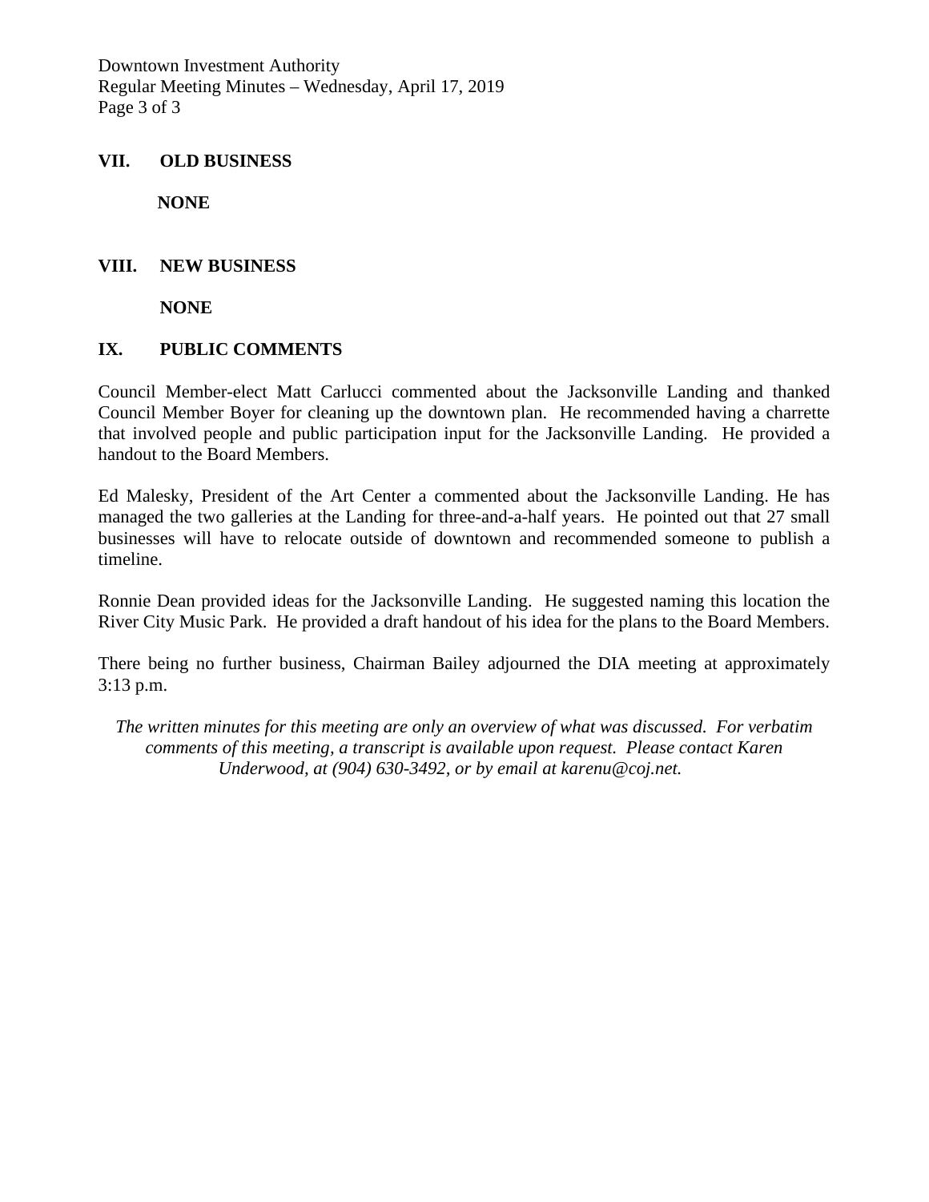## VII. OLD BUSINESS

**NONE**

## VIII. NEW BUSINESS

**NONE**

## IX. PUBLIC COMMENTS

Council Member-elect Matt Carlucci commented about the Jacksonville Landing and thanked Council Member Boyer for cleaning up the downtown plan. He recommended having a charrette that involved people and public participation input for the Jacksonville Landing. He provided a handout to the Board Members.

Ed Malesky, President of the Art Center a commented about the Jacksonville Landing. He has managed the two galleries at the Landing for three-and-a-half years. He pointed out that 27 small businesses will have to relocate outside of downtown and recommended someone to publish a timeline.

Ronnie Dean provided ideas for the Jacksonville Landing. He suggested naming this location the River City Music Park. He provided a draft handout of his idea for the plans to the Board Members.

There being no further business, Chairman Bailey adjourned the DIA meeting at approximately 3:13 p.m.

*The written minutes for this meeting are only an overview of what was discussed. For verbatim comments of this meeting, a transcript is available upon request. Please contact Karen Underwood, at (904) 630-3492, or by email at karenu@coj.net.*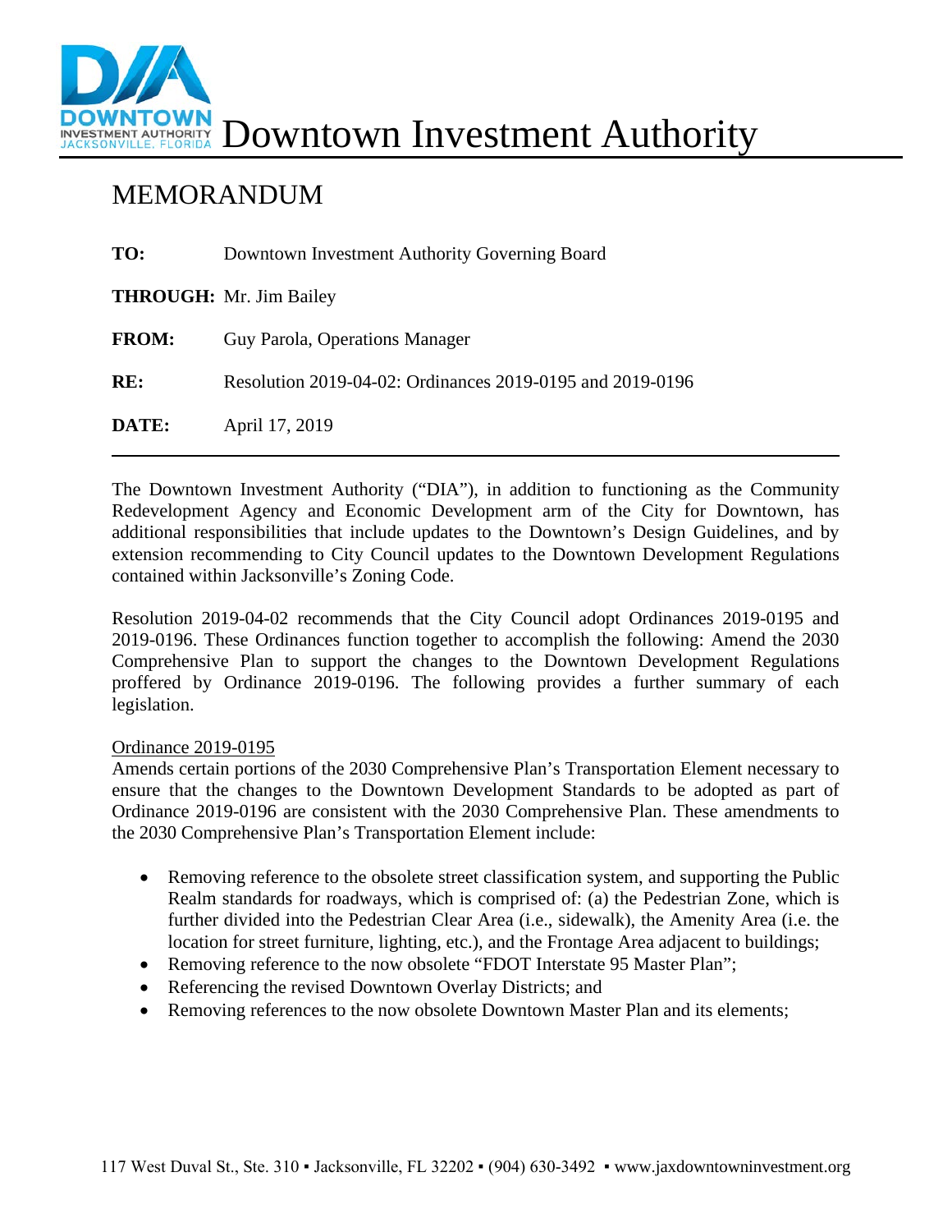# Downtown Investment Authority

## MEMORANDUM

**TO:** Downtown Investment Authority Governing Board

**THROUGH:** Mr. Jim Bailey

**FROM:** Guy Parola, Operations Manager

**RE:** Resolution 2019-04-02: Ordinances 2019-0195 and 2019-0196

**DATE:** April 17, 2019

---

The Downtown Investment Authority ("DIA"), in addition to functioning as the Community Redevelopment Agency and Economic Development arm of the City for Downtown, has additional responsibilities that include updates to the Downtown's Design Guidelines, and by extension recommending to City Council updates to the Downtown Development Regulations contained within Jacksonville's Zoning Code.

Resolution 2019-04-02 recommends that the City Council adopt Ordinances 2019-0195 and 2019-0196. These Ordinances function together to accomplish the following: Amend the 2030 Comprehensive Plan to support the changes to the Downtown Development Regulations proffered by Ordinance 2019-0196. The following provides a further summary of each legislation.

<u>Ordinance 2019-0195</u>

Amends certain portions of the 2030 Comprehensive Plan's Transportation Element necessary to ensure that the changes to the Downtown Development Standards to be adopted as part of Ordinance 2019-0196 are consistent with the 2030 Comprehensive Plan. These amendments to the 2030 Comprehensive Plan's Transportation Element include:

- Removing reference to the obsolete street classification system, and supporting the Public Realm standards for roadways, which is comprised of: (a) the Pedestrian Zone, which is further divided into the Pedestrian Clear Area (i.e., sidewalk), the Amenity Area (i.e. the location for street furniture, lighting, etc.), and the Frontage Area adjacent to buildings;
- Removing reference to the now obsolete "FDOT Interstate 95 Master Plan";
- Referencing the revised Downtown Overlay Districts; and
- Removing references to the now obsolete Downtown Master Plan and its elements;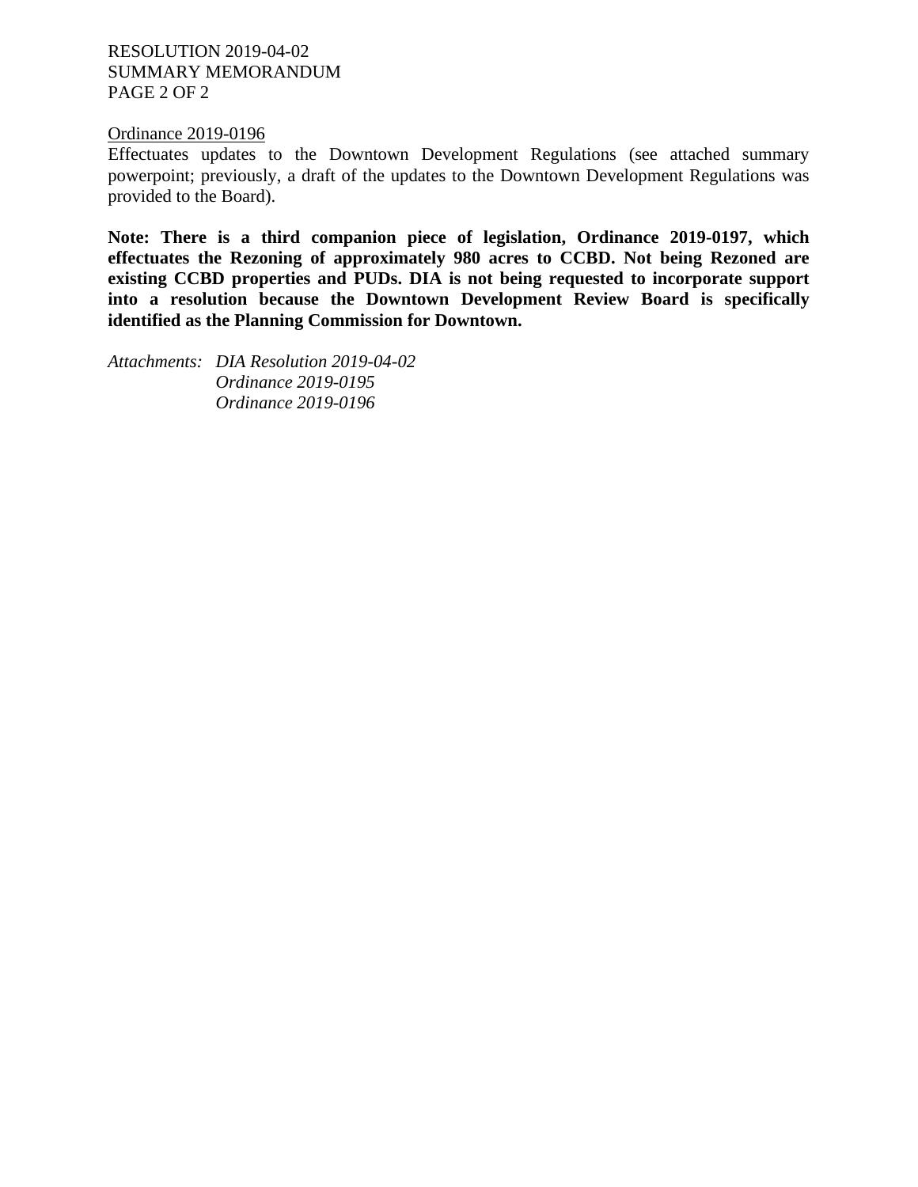<u>Ordinance 2019-0196</u>

Effectuates updates to the Downtown Development Regulations (see attached summary powerpoint; previously, a draft of the updates to the Downtown Development Regulations was provided to the Board).

**Note: There is a third companion piece of legislation, Ordinance 2019-0197, which effectuates the Rezoning of approximately 980 acres to CCBD. Not being Rezoned are existing CCBD properties and PUDs. DIA is not being requested to incorporate support into a resolution because the Downtown Development Review Board is specifically identified as the Planning Commission for Downtown.**

*Attachments:* *DIA Resolution 2019-04-02*
*Ordinance 2019-0195*
*Ordinance 2019-0196*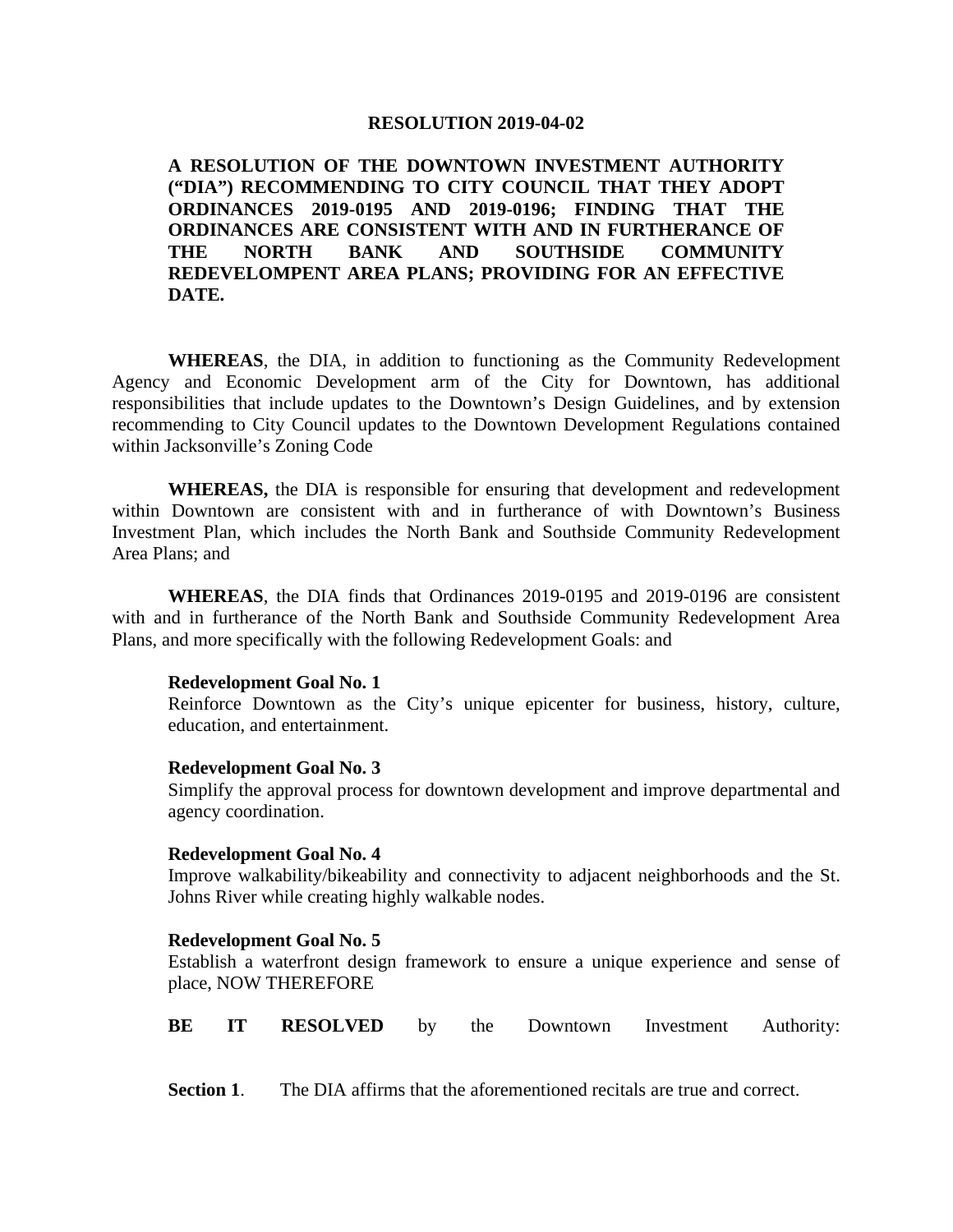**RESOLUTION 2019-04-02**

**A RESOLUTION OF THE DOWNTOWN INVESTMENT AUTHORITY ("DIA") RECOMMENDING TO CITY COUNCIL THAT THEY ADOPT ORDINANCES 2019-0195 AND 2019-0196; FINDING THAT THE ORDINANCES ARE CONSISTENT WITH AND IN FURTHERANCE OF THE NORTH BANK AND SOUTHSIDE COMMUNITY REDEVELOMPENT AREA PLANS; PROVIDING FOR AN EFFECTIVE DATE.**

**WHEREAS**, the DIA, in addition to functioning as the Community Redevelopment Agency and Economic Development arm of the City for Downtown, has additional responsibilities that include updates to the Downtown's Design Guidelines, and by extension recommending to City Council updates to the Downtown Development Regulations contained within Jacksonville's Zoning Code

**WHEREAS,** the DIA is responsible for ensuring that development and redevelopment within Downtown are consistent with and in furtherance of with Downtown's Business Investment Plan, which includes the North Bank and Southside Community Redevelopment Area Plans; and

**WHEREAS**, the DIA finds that Ordinances 2019-0195 and 2019-0196 are consistent with and in furtherance of the North Bank and Southside Community Redevelopment Area Plans, and more specifically with the following Redevelopment Goals: and

**Redevelopment Goal No. 1**
Reinforce Downtown as the City's unique epicenter for business, history, culture, education, and entertainment.

**Redevelopment Goal No. 3**
Simplify the approval process for downtown development and improve departmental and agency coordination.

**Redevelopment Goal No. 4**
Improve walkability/bikeability and connectivity to adjacent neighborhoods and the St. Johns River while creating highly walkable nodes.

**Redevelopment Goal No. 5**
Establish a waterfront design framework to ensure a unique experience and sense of place, NOW THEREFORE

**BE IT RESOLVED** by the Downtown Investment Authority:

**Section 1**. The DIA affirms that the aforementioned recitals are true and correct.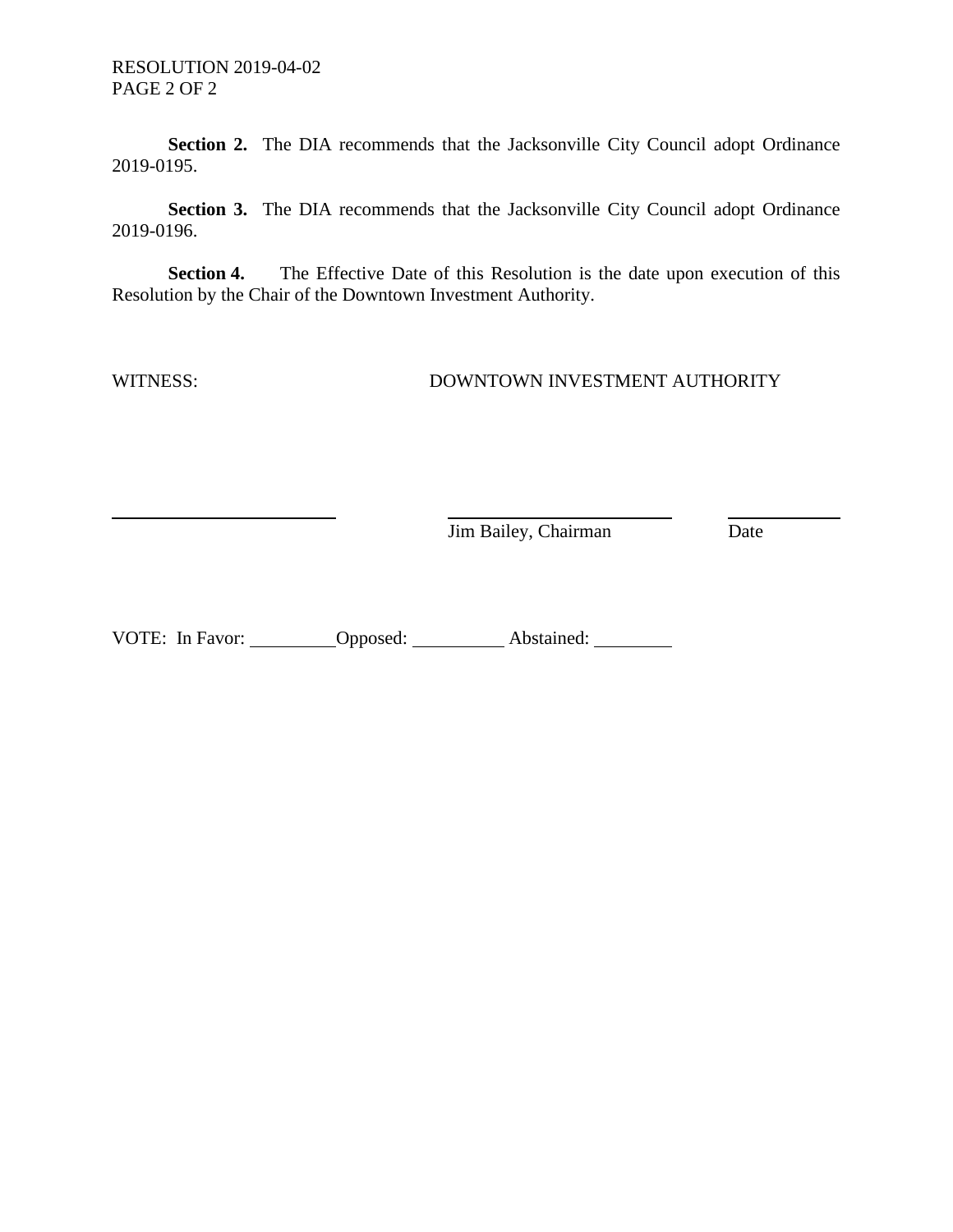**Section 2.** The DIA recommends that the Jacksonville City Council adopt Ordinance 2019-0195.

**Section 3.** The DIA recommends that the Jacksonville City Council adopt Ordinance 2019-0196.

**Section 4.** The Effective Date of this Resolution is the date upon execution of this Resolution by the Chair of the Downtown Investment Authority.

WITNESS: DOWNTOWN INVESTMENT AUTHORITY

_________________________ _________________________ ____________

Jim Bailey, Chairman Date

VOTE: In Favor: _________ Opposed: _________ Abstained: _________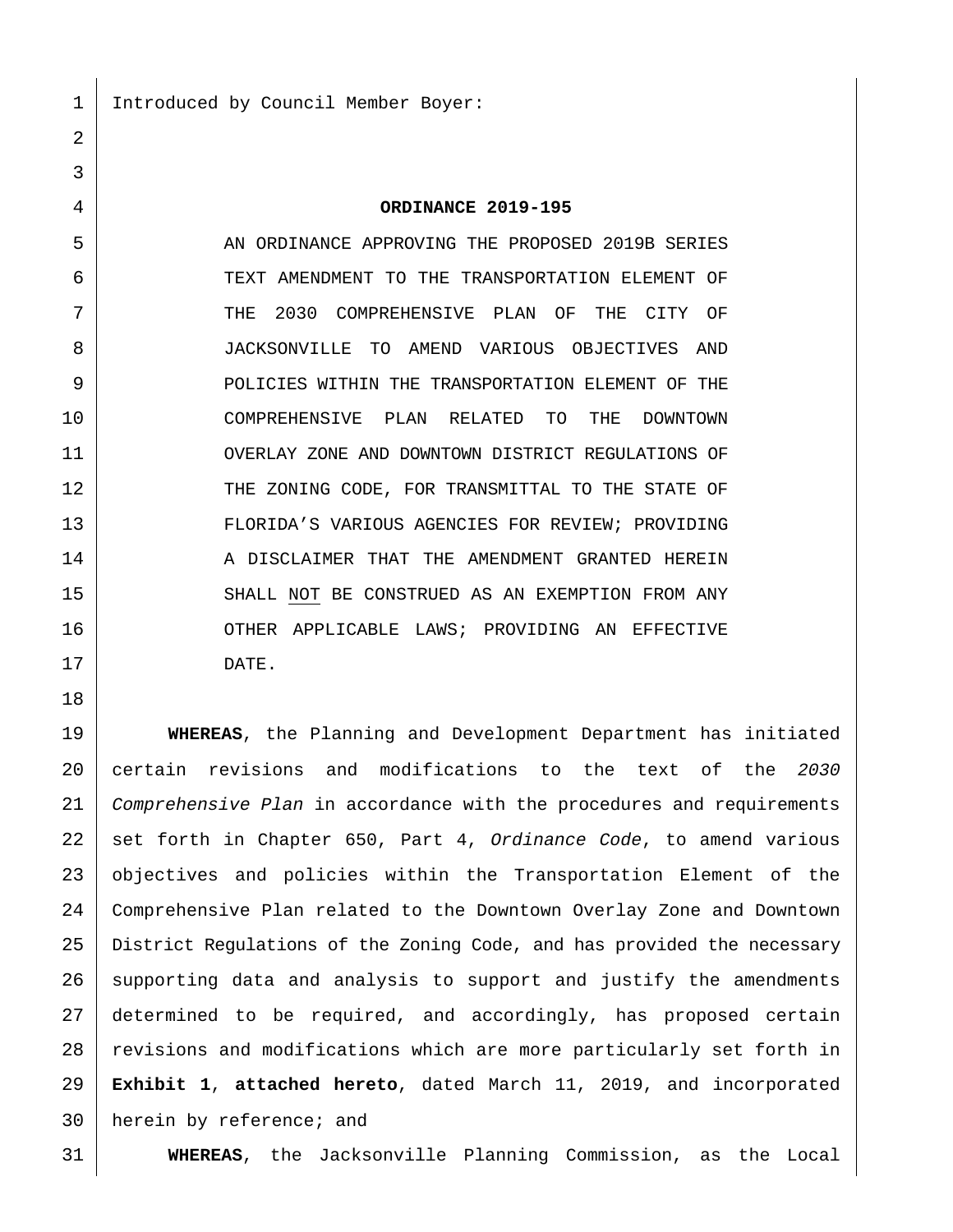Introduced by Council Member Boyer:

**ORDINANCE 2019-195**

AN ORDINANCE APPROVING THE PROPOSED 2019B SERIES TEXT AMENDMENT TO THE TRANSPORTATION ELEMENT OF THE 2030 COMPREHENSIVE PLAN OF THE CITY OF JACKSONVILLE TO AMEND VARIOUS OBJECTIVES AND POLICIES WITHIN THE TRANSPORTATION ELEMENT OF THE COMPREHENSIVE PLAN RELATED TO THE DOWNTOWN OVERLAY ZONE AND DOWNTOWN DISTRICT REGULATIONS OF THE ZONING CODE, FOR TRANSMITTAL TO THE STATE OF FLORIDA'S VARIOUS AGENCIES FOR REVIEW; PROVIDING A DISCLAIMER THAT THE AMENDMENT GRANTED HEREIN SHALL NOT BE CONSTRUED AS AN EXEMPTION FROM ANY OTHER APPLICABLE LAWS; PROVIDING AN EFFECTIVE DATE.

**WHEREAS**, the Planning and Development Department has initiated certain revisions and modifications to the text of the *2030 Comprehensive Plan* in accordance with the procedures and requirements set forth in Chapter 650, Part 4, *Ordinance Code*, to amend various objectives and policies within the Transportation Element of the Comprehensive Plan related to the Downtown Overlay Zone and Downtown District Regulations of the Zoning Code, and has provided the necessary supporting data and analysis to support and justify the amendments determined to be required, and accordingly, has proposed certain revisions and modifications which are more particularly set forth in **Exhibit 1**, **attached hereto**, dated March 11, 2019, and incorporated herein by reference; and

**WHEREAS**, the Jacksonville Planning Commission, as the Local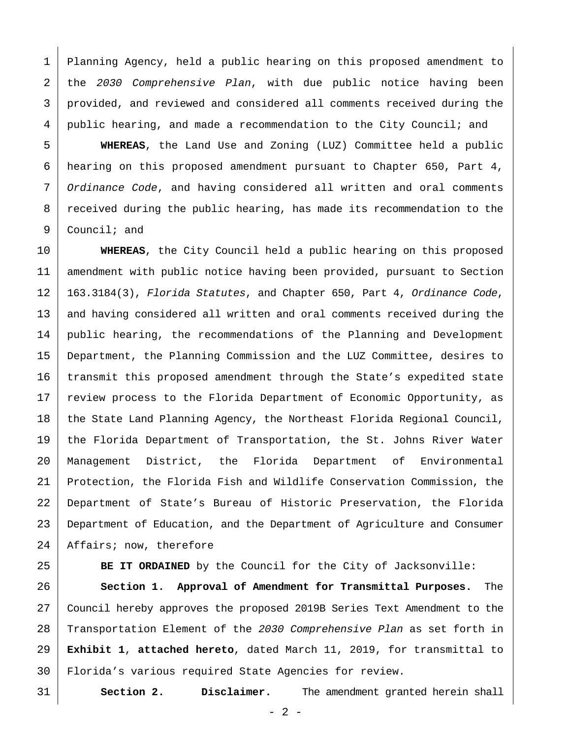Planning Agency, held a public hearing on this proposed amendment to the *2030 Comprehensive Plan*, with due public notice having been provided, and reviewed and considered all comments received during the public hearing, and made a recommendation to the City Council; and

**WHEREAS**, the Land Use and Zoning (LUZ) Committee held a public hearing on this proposed amendment pursuant to Chapter 650, Part 4, *Ordinance Code*, and having considered all written and oral comments received during the public hearing, has made its recommendation to the Council; and

**WHEREAS**, the City Council held a public hearing on this proposed amendment with public notice having been provided, pursuant to Section 163.3184(3), *Florida Statutes*, and Chapter 650, Part 4, *Ordinance Code*, and having considered all written and oral comments received during the public hearing, the recommendations of the Planning and Development Department, the Planning Commission and the LUZ Committee, desires to transmit this proposed amendment through the State's expedited state review process to the Florida Department of Economic Opportunity, as the State Land Planning Agency, the Northeast Florida Regional Council, the Florida Department of Transportation, the St. Johns River Water Management District, the Florida Department of Environmental Protection, the Florida Fish and Wildlife Conservation Commission, the Department of State's Bureau of Historic Preservation, the Florida Department of Education, and the Department of Agriculture and Consumer Affairs; now, therefore

**BE IT ORDAINED** by the Council for the City of Jacksonville:

**Section 1. Approval of Amendment for Transmittal Purposes.** The Council hereby approves the proposed 2019B Series Text Amendment to the Transportation Element of the *2030 Comprehensive Plan* as set forth in **Exhibit 1**, **attached hereto**, dated March 11, 2019, for transmittal to Florida's various required State Agencies for review.

**Section 2. Disclaimer.** The amendment granted herein shall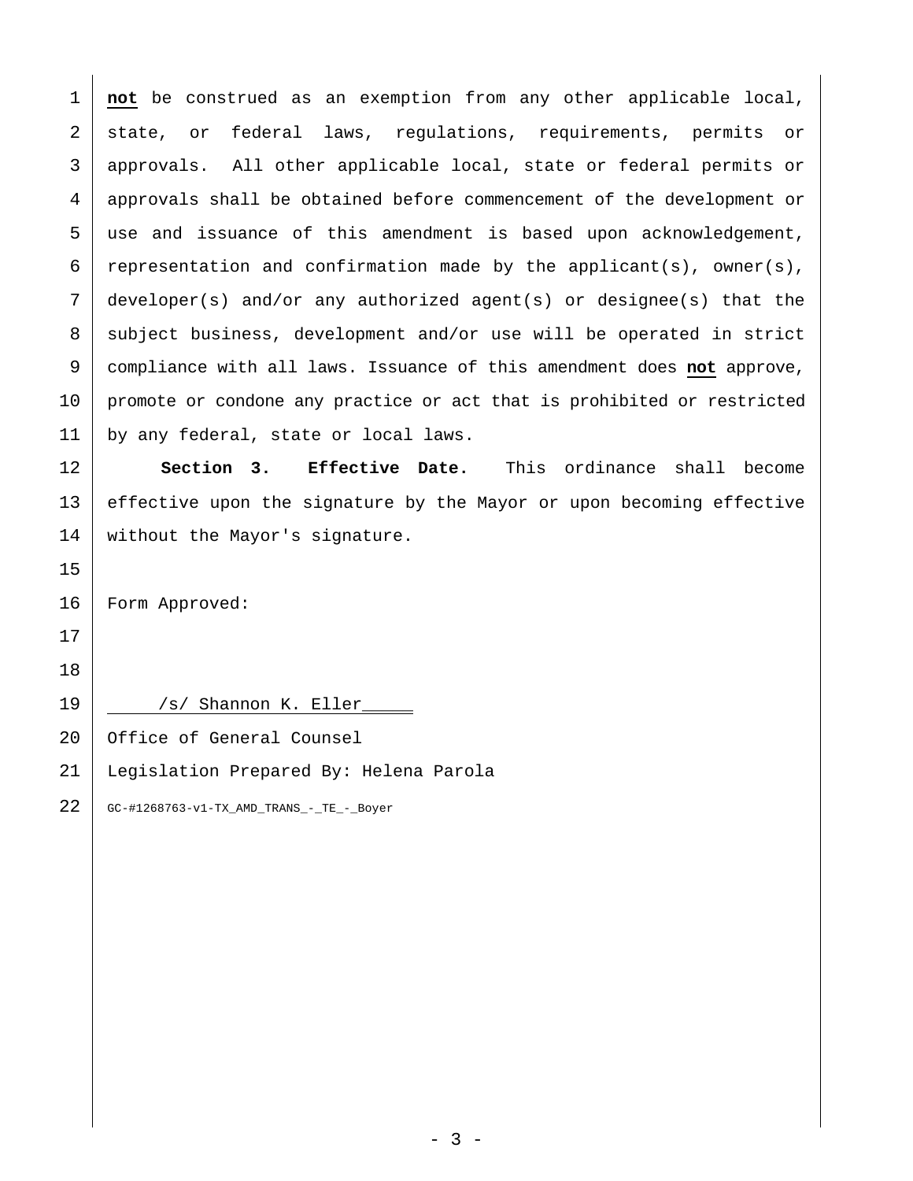**not** be construed as an exemption from any other applicable local, state, or federal laws, regulations, requirements, permits or approvals. All other applicable local, state or federal permits or approvals shall be obtained before commencement of the development or use and issuance of this amendment is based upon acknowledgement, representation and confirmation made by the applicant(s), owner(s), developer(s) and/or any authorized agent(s) or designee(s) that the subject business, development and/or use will be operated in strict compliance with all laws. Issuance of this amendment does **not** approve, promote or condone any practice or act that is prohibited or restricted by any federal, state or local laws.

**Section 3. Effective Date.** This ordinance shall become effective upon the signature by the Mayor or upon becoming effective without the Mayor's signature.

Form Approved:

/s/ Shannon K. Eller

Office of General Counsel

Legislation Prepared By: Helena Parola

GC-#1268763-v1-TX_AMD_TRANS_-_TE_-_Boyer